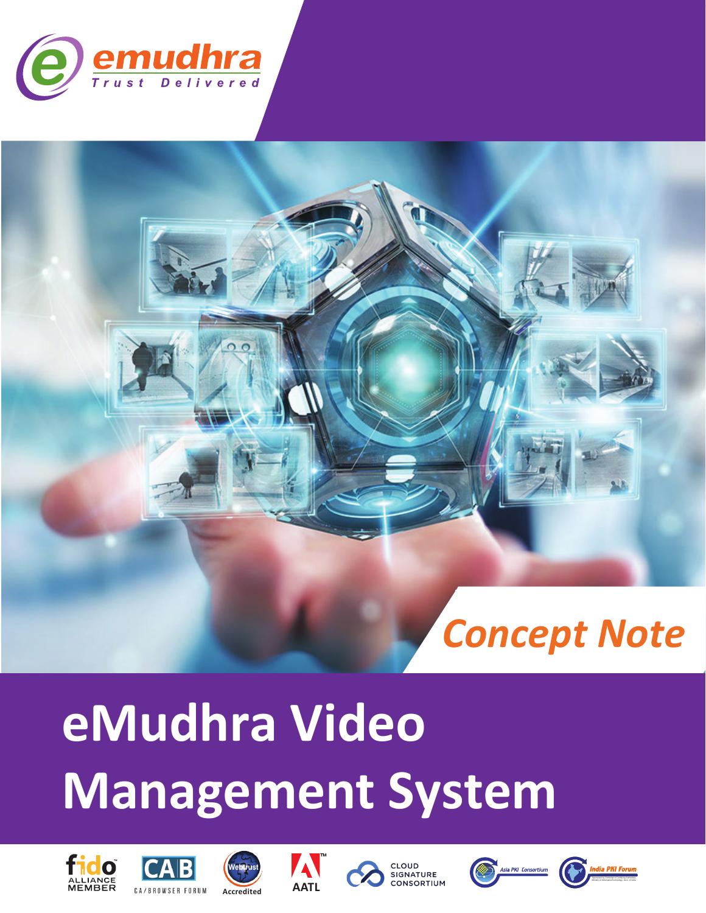emudhra

Trust Delivered

*Concept Note*

# eMudhra Video Management System

FIDO ALLIANCE MEMBER | CA/BROWSER FORUM | Webtrust Accredited | AATL | CLOUD SIGNATURE CONSORTIUM | Asia PKI Consortium | India PKI Forum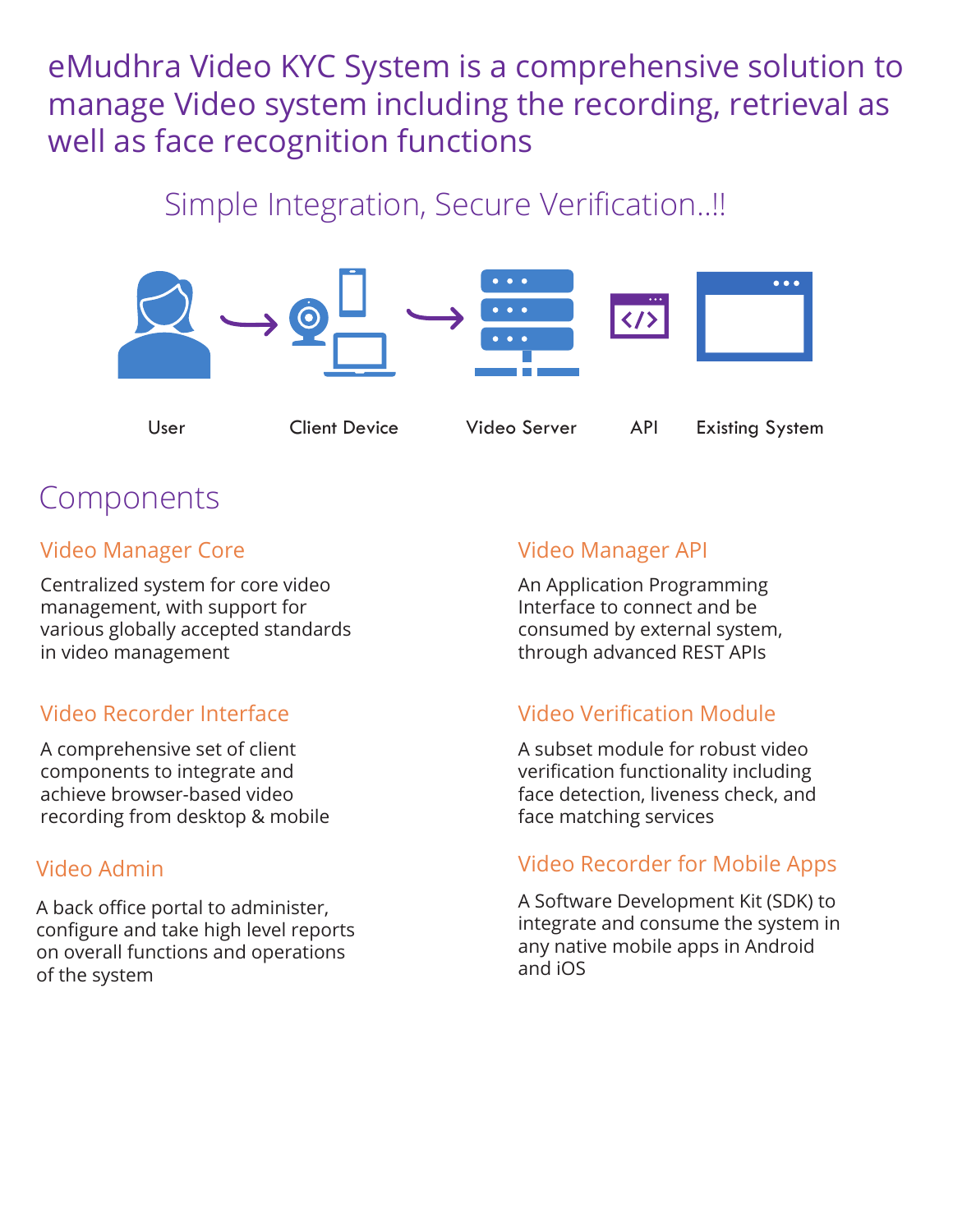# eMudhra Video KYC System is a comprehensive solution to manage Video system including the recording, retrieval as well as face recognition functions

## Simple Integration, Secure Verification..!!

User → Client Device → Video Server    API    Existing System

## Components

### Video Manager Core

Centralized system for core video management, with support for various globally accepted standards in video management

### Video Manager API

An Application Programming Interface to connect and be consumed by external system, through advanced REST APIs

### Video Recorder Interface

A comprehensive set of client components to integrate and achieve browser-based video recording from desktop & mobile

### Video Verification Module

A subset module for robust video verification functionality including face detection, liveness check, and face matching services

### Video Admin

A back office portal to administer, configure and take high level reports on overall functions and operations of the system

### Video Recorder for Mobile Apps

A Software Development Kit (SDK) to integrate and consume the system in any native mobile apps in Android and iOS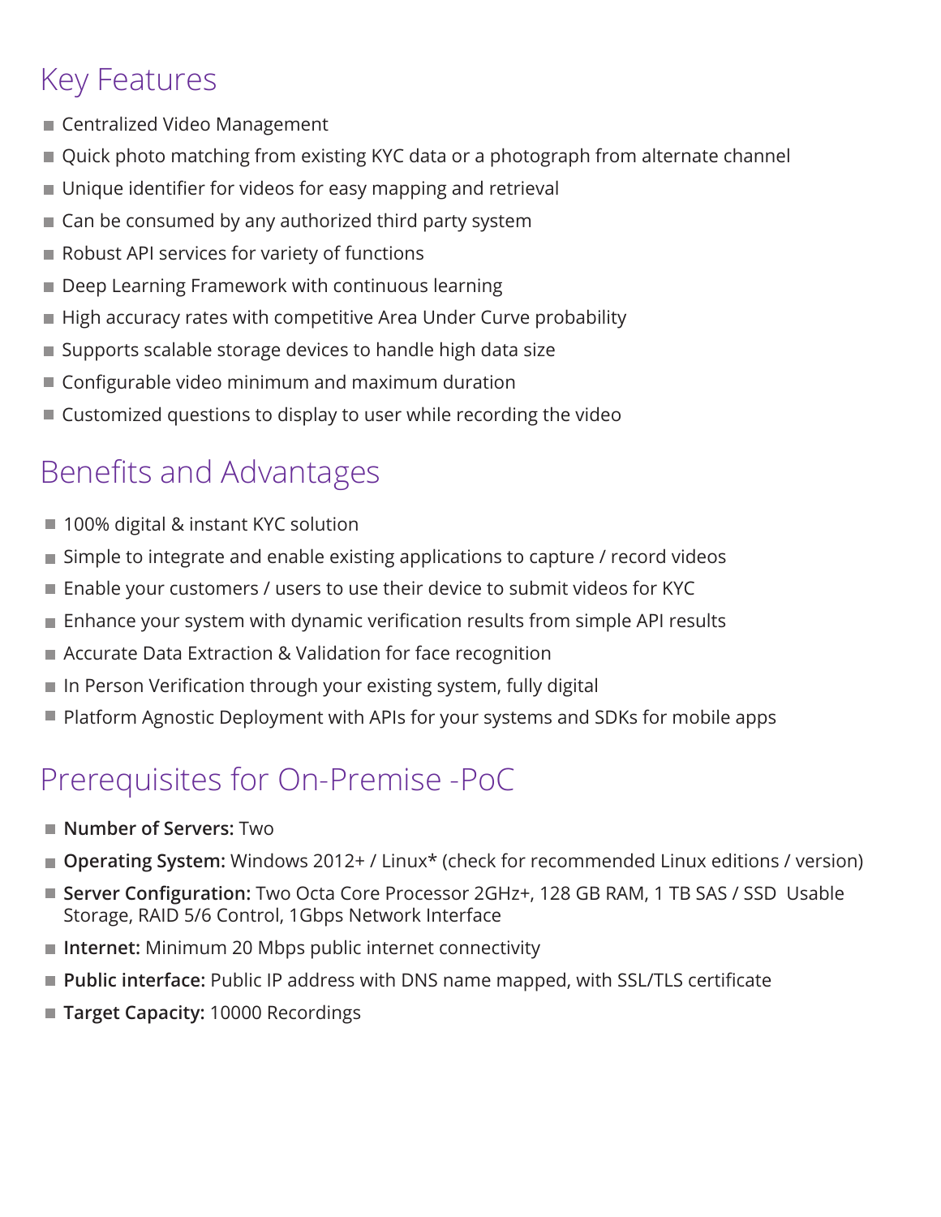## Key Features

- Centralized Video Management
- Quick photo matching from existing KYC data or a photograph from alternate channel
- Unique identifier for videos for easy mapping and retrieval
- Can be consumed by any authorized third party system
- Robust API services for variety of functions
- Deep Learning Framework with continuous learning
- High accuracy rates with competitive Area Under Curve probability
- Supports scalable storage devices to handle high data size
- Configurable video minimum and maximum duration
- Customized questions to display to user while recording the video

## Benefits and Advantages

- 100% digital & instant KYC solution
- Simple to integrate and enable existing applications to capture / record videos
- Enable your customers / users to use their device to submit videos for KYC
- Enhance your system with dynamic verification results from simple API results
- Accurate Data Extraction & Validation for face recognition
- In Person Verification through your existing system, fully digital
- Platform Agnostic Deployment with APIs for your systems and SDKs for mobile apps

## Prerequisites for On-Premise -PoC

- **Number of Servers:** Two
- **Operating System:** Windows 2012+ / Linux* (check for recommended Linux editions / version)
- **Server Configuration:** Two Octa Core Processor 2GHz+, 128 GB RAM, 1 TB SAS / SSD Usable Storage, RAID 5/6 Control, 1Gbps Network Interface
- **Internet:** Minimum 20 Mbps public internet connectivity
- **Public interface:** Public IP address with DNS name mapped, with SSL/TLS certificate
- **Target Capacity:** 10000 Recordings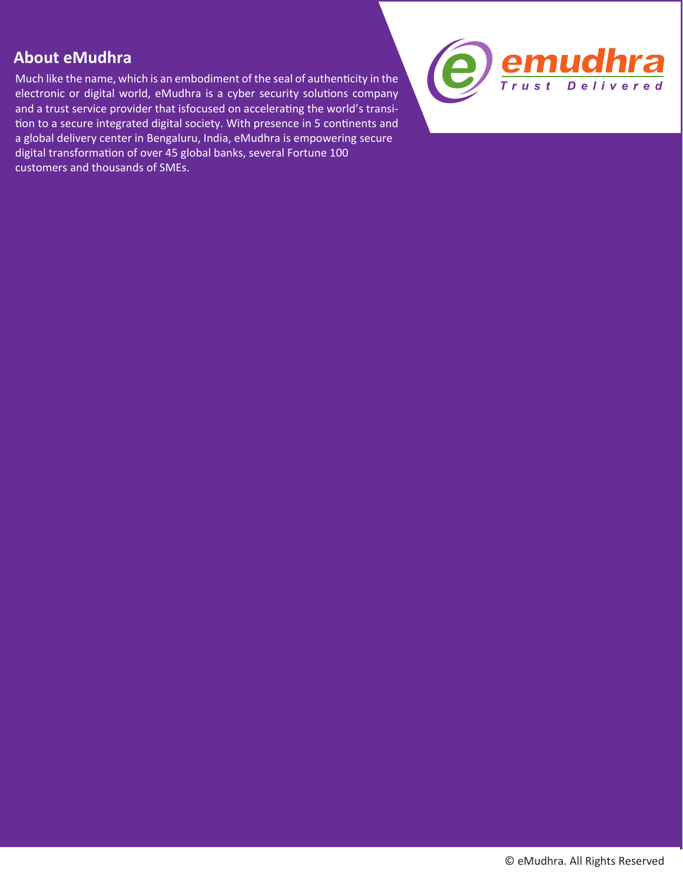## About eMudhra

Much like the name, which is an embodiment of the seal of authenticity in the electronic or digital world, eMudhra is a cyber security solutions company and a trust service provider that isfocused on accelerating the world's transition to a secure integrated digital society. With presence in 5 continents and a global delivery center in Bengaluru, India, eMudhra is empowering secure digital transformation of over 45 global banks, several Fortune 100 customers and thousands of SMEs.

emudhra
Trust Delivered

© eMudhra. All Rights Reserved